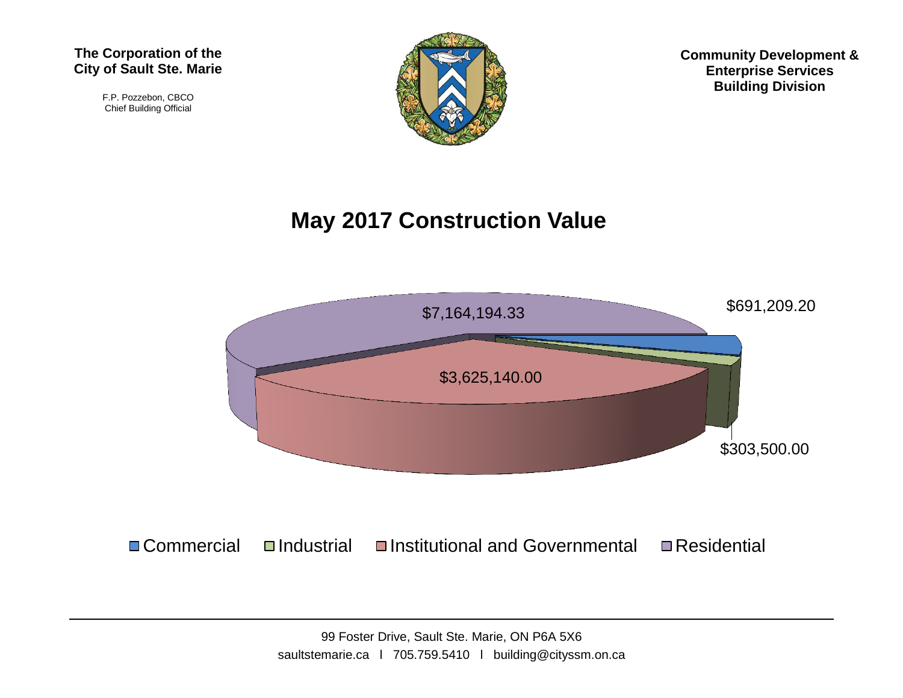**The Corporation of the**
**City of Sault Ste. Marie**

F.P. Pozzebon, CBCO
Chief Building Official

**Community Development &**
**Enterprise Services**
**Building Division**

# May 2017 Construction Value

| Category | Value |
| --- | --- |
| Commercial | $691,209.20 |
| Industrial | $303,500.00 |
| Institutional and Governmental | $3,625,140.00 |
| Residential | $7,164,194.33 |

99 Foster Drive, Sault Ste. Marie, ON P6A 5X6
saultstemarie.ca l 705.759.5410 l building@cityssm.on.ca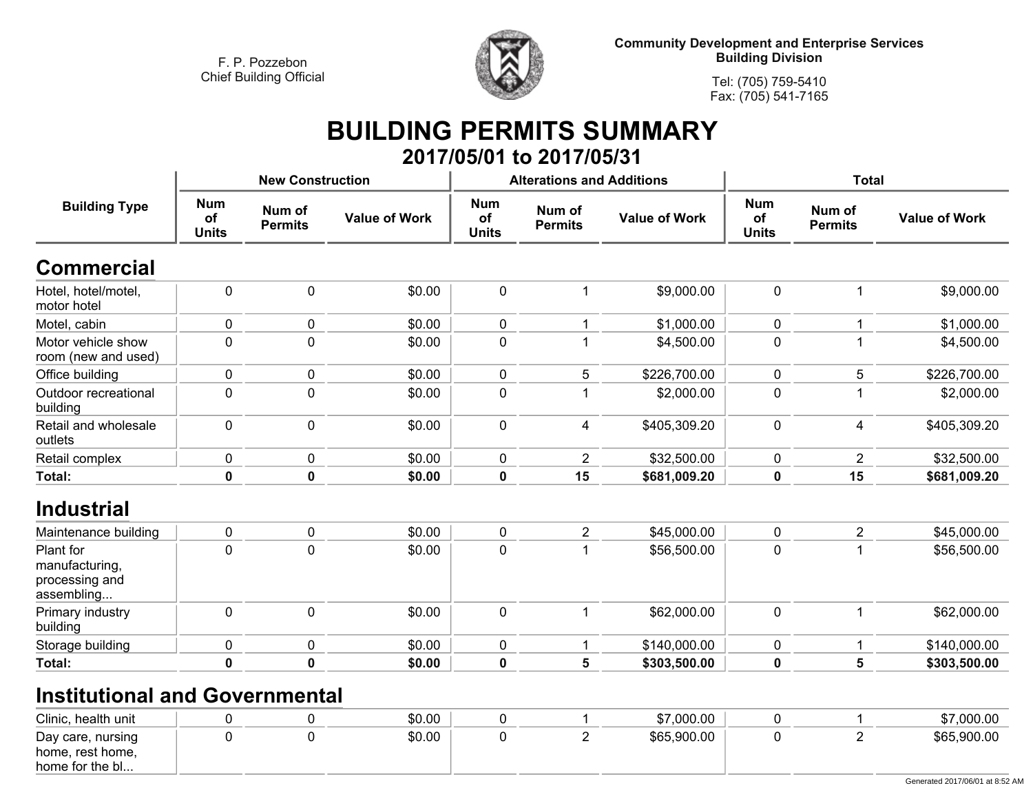F. P. Pozzebon
Chief Building Official

Community Development and Enterprise Services
Building Division

Tel: (705) 759-5410
Fax: (705) 541-7165

# BUILDING PERMITS SUMMARY

## 2017/05/01 to 2017/05/31

| Building Type | New Construction | | | Alterations and Additions | | | Total | | |
|---|---|---|---|---|---|---|---|---|---|
| | Num of Units | Num of Permits | Value of Work | Num of Units | Num of Permits | Value of Work | Num of Units | Num of Permits | Value of Work |
| **Commercial** | | | | | | | | | |
| Hotel, hotel/motel, motor hotel | 0 | 0 | $0.00 | 0 | 1 | $9,000.00 | 0 | 1 | $9,000.00 |
| Motel, cabin | 0 | 0 | $0.00 | 0 | 1 | $1,000.00 | 0 | 1 | $1,000.00 |
| Motor vehicle show room (new and used) | 0 | 0 | $0.00 | 0 | 1 | $4,500.00 | 0 | 1 | $4,500.00 |
| Office building | 0 | 0 | $0.00 | 0 | 5 | $226,700.00 | 0 | 5 | $226,700.00 |
| Outdoor recreational building | 0 | 0 | $0.00 | 0 | 1 | $2,000.00 | 0 | 1 | $2,000.00 |
| Retail and wholesale outlets | 0 | 0 | $0.00 | 0 | 4 | $405,309.20 | 0 | 4 | $405,309.20 |
| Retail complex | 0 | 0 | $0.00 | 0 | 2 | $32,500.00 | 0 | 2 | $32,500.00 |
| **Total:** | **0** | **0** | **$0.00** | **0** | **15** | **$681,009.20** | **0** | **15** | **$681,009.20** |
| **Industrial** | | | | | | | | | |
| Maintenance building | 0 | 0 | $0.00 | 0 | 2 | $45,000.00 | 0 | 2 | $45,000.00 |
| Plant for manufacturing, processing and assembling... | 0 | 0 | $0.00 | 0 | 1 | $56,500.00 | 0 | 1 | $56,500.00 |
| Primary industry building | 0 | 0 | $0.00 | 0 | 1 | $62,000.00 | 0 | 1 | $62,000.00 |
| Storage building | 0 | 0 | $0.00 | 0 | 1 | $140,000.00 | 0 | 1 | $140,000.00 |
| **Total:** | **0** | **0** | **$0.00** | **0** | **5** | **$303,500.00** | **0** | **5** | **$303,500.00** |
| **Institutional and Governmental** | | | | | | | | | |
| Clinic, health unit | 0 | 0 | $0.00 | 0 | 1 | $7,000.00 | 0 | 1 | $7,000.00 |
| Day care, nursing home, rest home, home for the bl... | 0 | 0 | $0.00 | 0 | 2 | $65,900.00 | 0 | 2 | $65,900.00 |

Generated 2017/06/01 at 8:52 AM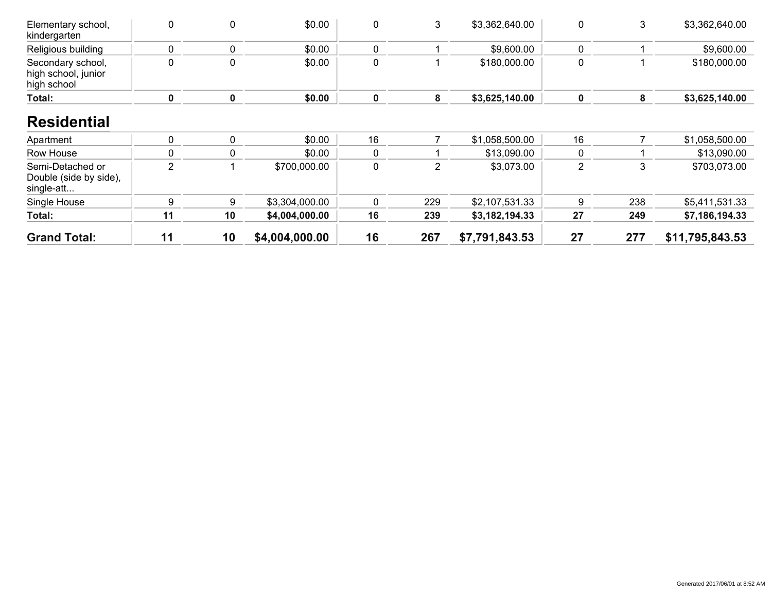| | | | | | | | | | |
|---|---|---|---|---|---|---|---|---|---|
| Elementary school, kindergarten | 0 | 0 | $0.00 | 0 | 3 | $3,362,640.00 | 0 | 3 | $3,362,640.00 |
| Religious building | 0 | 0 | $0.00 | 0 | 1 | $9,600.00 | 0 | 1 | $9,600.00 |
| Secondary school, high school, junior high school | 0 | 0 | $0.00 | 0 | 1 | $180,000.00 | 0 | 1 | $180,000.00 |
| **Total:** | **0** | **0** | **$0.00** | **0** | **8** | **$3,625,140.00** | **0** | **8** | **$3,625,140.00** |

## Residential

| | | | | | | | | | |
|---|---|---|---|---|---|---|---|---|---|
| Apartment | 0 | 0 | $0.00 | 16 | 7 | $1,058,500.00 | 16 | 7 | $1,058,500.00 |
| Row House | 0 | 0 | $0.00 | 0 | 1 | $13,090.00 | 0 | 1 | $13,090.00 |
| Semi-Detached or Double (side by side), single-att... | 2 | 1 | $700,000.00 | 0 | 2 | $3,073.00 | 2 | 3 | $703,073.00 |
| Single House | 9 | 9 | $3,304,000.00 | 0 | 229 | $2,107,531.33 | 9 | 238 | $5,411,531.33 |
| **Total:** | **11** | **10** | **$4,004,000.00** | **16** | **239** | **$3,182,194.33** | **27** | **249** | **$7,186,194.33** |
| **Grand Total:** | **11** | **10** | **$4,004,000.00** | **16** | **267** | **$7,791,843.53** | **27** | **277** | **$11,795,843.53** |

Generated 2017/06/01 at 8:52 AM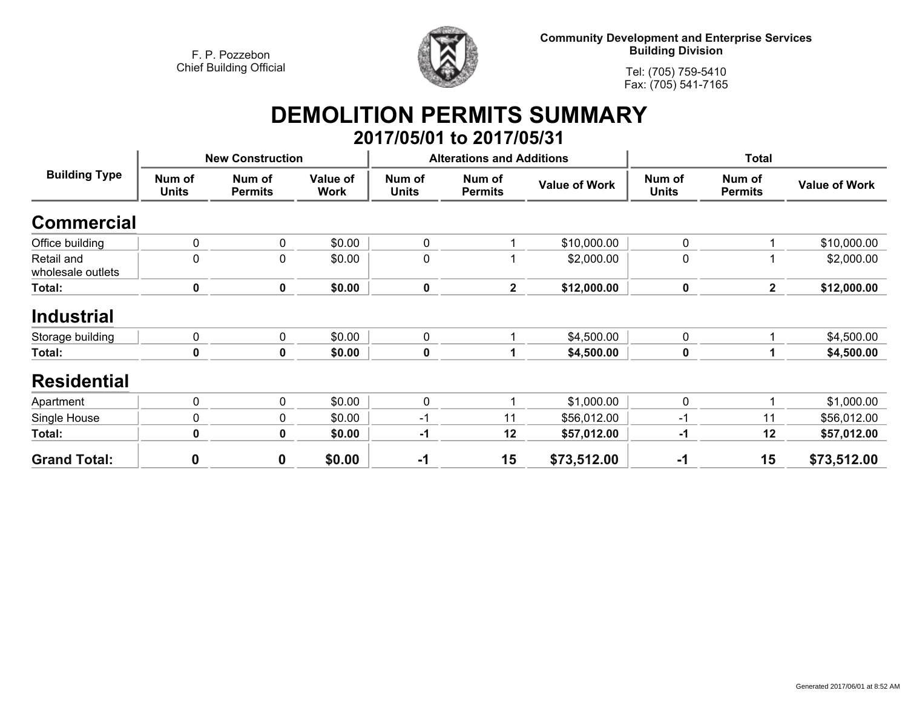F. P. Pozzebon
Chief Building Official

**Community Development and Enterprise Services**
**Building Division**

Tel: (705) 759-5410
Fax: (705) 541-7165

# DEMOLITION PERMITS SUMMARY

## 2017/05/01 to 2017/05/31

| Building Type | New Construction | | | Alterations and Additions | | | Total | | |
|---|---|---|---|---|---|---|---|---|---|
| | Num of Units | Num of Permits | Value of Work | Num of Units | Num of Permits | Value of Work | Num of Units | Num of Permits | Value of Work |
| **Commercial** | | | | | | | | | |
| Office building | 0 | 0 | $0.00 | 0 | 1 | $10,000.00 | 0 | 1 | $10,000.00 |
| Retail and wholesale outlets | 0 | 0 | $0.00 | 0 | 1 | $2,000.00 | 0 | 1 | $2,000.00 |
| **Total:** | **0** | **0** | **$0.00** | **0** | **2** | **$12,000.00** | **0** | **2** | **$12,000.00** |
| **Industrial** | | | | | | | | | |
| Storage building | 0 | 0 | $0.00 | 0 | 1 | $4,500.00 | 0 | 1 | $4,500.00 |
| **Total:** | **0** | **0** | **$0.00** | **0** | **1** | **$4,500.00** | **0** | **1** | **$4,500.00** |
| **Residential** | | | | | | | | | |
| Apartment | 0 | 0 | $0.00 | 0 | 1 | $1,000.00 | 0 | 1 | $1,000.00 |
| Single House | 0 | 0 | $0.00 | -1 | 11 | $56,012.00 | -1 | 11 | $56,012.00 |
| **Total:** | **0** | **0** | **$0.00** | **-1** | **12** | **$57,012.00** | **-1** | **12** | **$57,012.00** |
| **Grand Total:** | **0** | **0** | **$0.00** | **-1** | **15** | **$73,512.00** | **-1** | **15** | **$73,512.00** |

Generated 2017/06/01 at 8:52 AM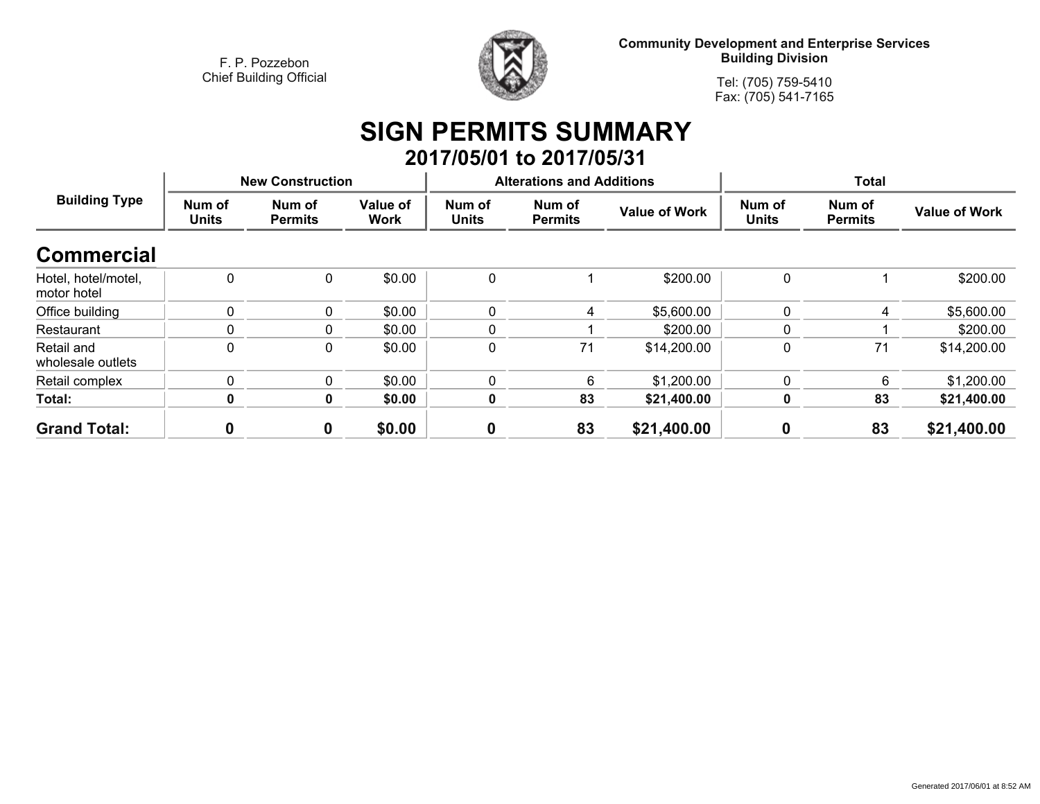F. P. Pozzebon
Chief Building Official

**Community Development and Enterprise Services**
**Building Division**

Tel: (705) 759-5410
Fax: (705) 541-7165

# SIGN PERMITS SUMMARY

## 2017/05/01 to 2017/05/31

| Building Type | New Construction | | | Alterations and Additions | | | Total | | |
|---|---|---|---|---|---|---|---|---|---|
| | Num of Units | Num of Permits | Value of Work | Num of Units | Num of Permits | Value of Work | Num of Units | Num of Permits | Value of Work |
| **Commercial** | | | | | | | | | |
| Hotel, hotel/motel, motor hotel | 0 | 0 | $0.00 | 0 | 1 | $200.00 | 0 | 1 | $200.00 |
| Office building | 0 | 0 | $0.00 | 0 | 4 | $5,600.00 | 0 | 4 | $5,600.00 |
| Restaurant | 0 | 0 | $0.00 | 0 | 1 | $200.00 | 0 | 1 | $200.00 |
| Retail and wholesale outlets | 0 | 0 | $0.00 | 0 | 71 | $14,200.00 | 0 | 71 | $14,200.00 |
| Retail complex | 0 | 0 | $0.00 | 0 | 6 | $1,200.00 | 0 | 6 | $1,200.00 |
| **Total:** | **0** | **0** | **$0.00** | **0** | **83** | **$21,400.00** | **0** | **83** | **$21,400.00** |
| **Grand Total:** | **0** | **0** | **$0.00** | **0** | **83** | **$21,400.00** | **0** | **83** | **$21,400.00** |

Generated 2017/06/01 at 8:52 AM